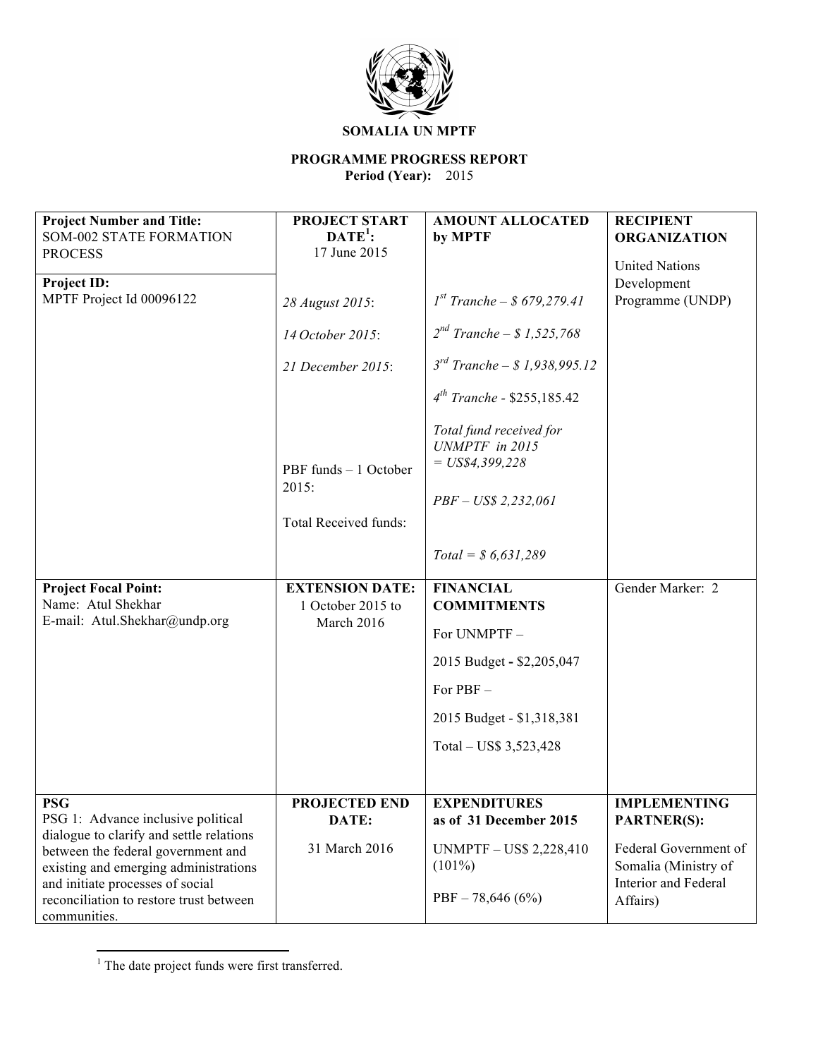**SOMALIA UN MPTF**

**PROGRAMME PROGRESS REPORT**
**Period (Year):** 2015

| **Project Number and Title:** SOM-002 STATE FORMATION PROCESS<br><br>**Project ID:** MPTF Project Id 00096122 | **PROJECT START DATE[1]:** 17 June 2015<br><br>*28 August 2015*:<br><br>*14 October 2015*:<br><br>*21 December 2015*:<br><br>PBF funds – 1 October 2015:<br><br>Total Received funds: | **AMOUNT ALLOCATED by MPTF**<br><br>*1st Tranche – $ 679,279.41*<br><br>*2nd Tranche – $ 1,525,768*<br><br>*3rd Tranche – $ 1,938,995.12*<br><br>*4th Tranche* - $255,185.42<br><br>*Total fund received for UNMPTF in 2015 = US$4,399,228*<br><br>*PBF – US$ 2,232,061*<br><br>*Total = $ 6,631,289* | **RECIPIENT ORGANIZATION**<br><br>United Nations Development Programme (UNDP) |
|---|---|---|---|
| **Project Focal Point:**<br>Name: Atul Shekhar<br>E-mail: Atul.Shekhar@undp.org | **EXTENSION DATE:**<br>1 October 2015 to March 2016 | **FINANCIAL COMMITMENTS**<br><br>For UNMPTF –<br><br>2015 Budget **-** $2,205,047<br><br>For PBF –<br><br>2015 Budget - $1,318,381<br><br>Total – US$ 3,523,428 | Gender Marker: 2 |
| **PSG**<br>PSG 1: Advance inclusive political dialogue to clarify and settle relations between the federal government and existing and emerging administrations and initiate processes of social reconciliation to restore trust between communities. | **PROJECTED END DATE:**<br><br>31 March 2016 | **EXPENDITURES as of 31 December 2015**<br><br>UNMPTF – US$ 2,228,410 (101%)<br><br>PBF – 78,646 (6%) | **IMPLEMENTING PARTNER(S):**<br><br>Federal Government of Somalia (Ministry of Interior and Federal Affairs) |

[1] The date project funds were first transferred.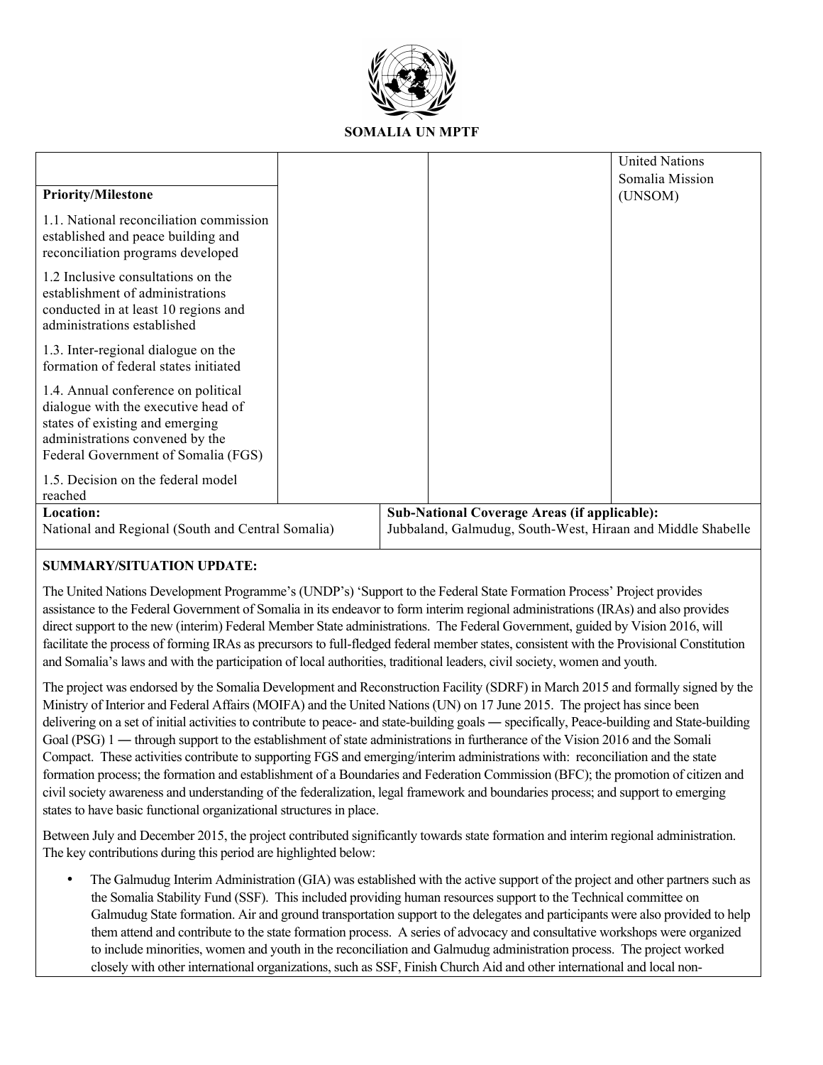**SOMALIA UN MPTF**

| | | | |
|---|---|---|---|
| | | | United Nations Somalia Mission (UNSOM) |
| **Priority/Milestone** | | | |
| 1.1. National reconciliation commission established and peace building and reconciliation programs developed | | | |
| 1.2 Inclusive consultations on the establishment of administrations conducted in at least 10 regions and administrations established | | | |
| 1.3. Inter-regional dialogue on the formation of federal states initiated | | | |
| 1.4. Annual conference on political dialogue with the executive head of states of existing and emerging administrations convened by the Federal Government of Somalia (FGS) | | | |
| 1.5. Decision on the federal model reached | | | |

| **Location:** | **Sub-National Coverage Areas (if applicable):** |
|---|---|
| National and Regional (South and Central Somalia) | Jubbaland, Galmudug, South-West, Hiraan and Middle Shabelle |

**SUMMARY/SITUATION UPDATE:**

The United Nations Development Programme's (UNDP's) 'Support to the Federal State Formation Process' Project provides assistance to the Federal Government of Somalia in its endeavor to form interim regional administrations (IRAs) and also provides direct support to the new (interim) Federal Member State administrations. The Federal Government, guided by Vision 2016, will facilitate the process of forming IRAs as precursors to full-fledged federal member states, consistent with the Provisional Constitution and Somalia's laws and with the participation of local authorities, traditional leaders, civil society, women and youth.

The project was endorsed by the Somalia Development and Reconstruction Facility (SDRF) in March 2015 and formally signed by the Ministry of Interior and Federal Affairs (MOIFA) and the United Nations (UN) on 17 June 2015. The project has since been delivering on a set of initial activities to contribute to peace- and state-building goals ― specifically, Peace-building and State-building Goal (PSG) 1 ― through support to the establishment of state administrations in furtherance of the Vision 2016 and the Somali Compact. These activities contribute to supporting FGS and emerging/interim administrations with: reconciliation and the state formation process; the formation and establishment of a Boundaries and Federation Commission (BFC); the promotion of citizen and civil society awareness and understanding of the federalization, legal framework and boundaries process; and support to emerging states to have basic functional organizational structures in place.

Between July and December 2015, the project contributed significantly towards state formation and interim regional administration. The key contributions during this period are highlighted below:

- The Galmudug Interim Administration (GIA) was established with the active support of the project and other partners such as the Somalia Stability Fund (SSF). This included providing human resources support to the Technical committee on Galmudug State formation. Air and ground transportation support to the delegates and participants were also provided to help them attend and contribute to the state formation process. A series of advocacy and consultative workshops were organized to include minorities, women and youth in the reconciliation and Galmudug administration process. The project worked closely with other international organizations, such as SSF, Finish Church Aid and other international and local non-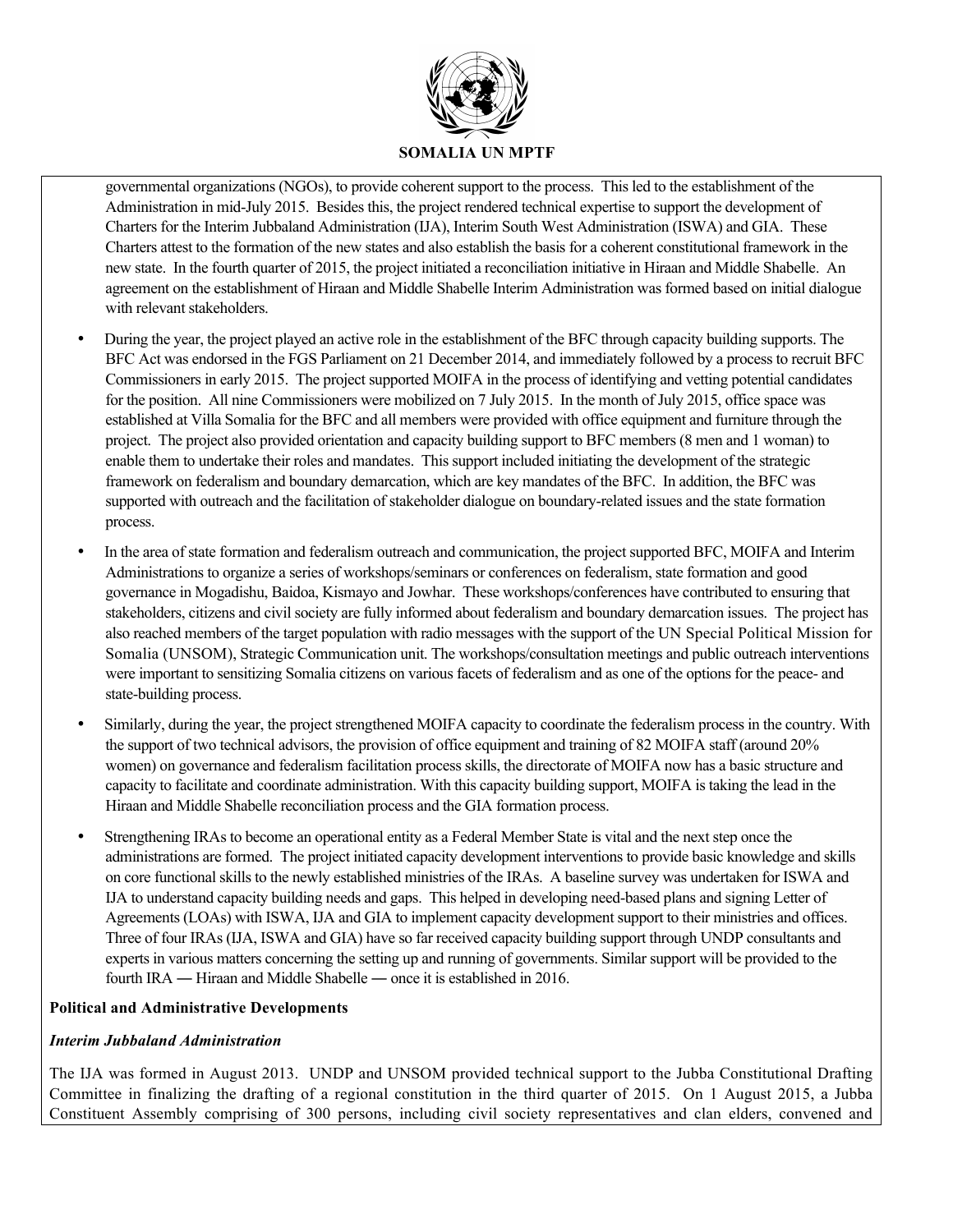governmental organizations (NGOs), to provide coherent support to the process. This led to the establishment of the Administration in mid-July 2015. Besides this, the project rendered technical expertise to support the development of Charters for the Interim Jubbaland Administration (IJA), Interim South West Administration (ISWA) and GIA. These Charters attest to the formation of the new states and also establish the basis for a coherent constitutional framework in the new state. In the fourth quarter of 2015, the project initiated a reconciliation initiative in Hiraan and Middle Shabelle. An agreement on the establishment of Hiraan and Middle Shabelle Interim Administration was formed based on initial dialogue with relevant stakeholders.

- During the year, the project played an active role in the establishment of the BFC through capacity building supports. The BFC Act was endorsed in the FGS Parliament on 21 December 2014, and immediately followed by a process to recruit BFC Commissioners in early 2015. The project supported MOIFA in the process of identifying and vetting potential candidates for the position. All nine Commissioners were mobilized on 7 July 2015. In the month of July 2015, office space was established at Villa Somalia for the BFC and all members were provided with office equipment and furniture through the project. The project also provided orientation and capacity building support to BFC members (8 men and 1 woman) to enable them to undertake their roles and mandates. This support included initiating the development of the strategic framework on federalism and boundary demarcation, which are key mandates of the BFC. In addition, the BFC was supported with outreach and the facilitation of stakeholder dialogue on boundary-related issues and the state formation process.
- In the area of state formation and federalism outreach and communication, the project supported BFC, MOIFA and Interim Administrations to organize a series of workshops/seminars or conferences on federalism, state formation and good governance in Mogadishu, Baidoa, Kismayo and Jowhar. These workshops/conferences have contributed to ensuring that stakeholders, citizens and civil society are fully informed about federalism and boundary demarcation issues. The project has also reached members of the target population with radio messages with the support of the UN Special Political Mission for Somalia (UNSOM), Strategic Communication unit. The workshops/consultation meetings and public outreach interventions were important to sensitizing Somalia citizens on various facets of federalism and as one of the options for the peace- and state-building process.
- Similarly, during the year, the project strengthened MOIFA capacity to coordinate the federalism process in the country. With the support of two technical advisors, the provision of office equipment and training of 82 MOIFA staff (around 20% women) on governance and federalism facilitation process skills, the directorate of MOIFA now has a basic structure and capacity to facilitate and coordinate administration. With this capacity building support, MOIFA is taking the lead in the Hiraan and Middle Shabelle reconciliation process and the GIA formation process.
- Strengthening IRAs to become an operational entity as a Federal Member State is vital and the next step once the administrations are formed. The project initiated capacity development interventions to provide basic knowledge and skills on core functional skills to the newly established ministries of the IRAs. A baseline survey was undertaken for ISWA and IJA to understand capacity building needs and gaps. This helped in developing need-based plans and signing Letter of Agreements (LOAs) with ISWA, IJA and GIA to implement capacity development support to their ministries and offices. Three of four IRAs (IJA, ISWA and GIA) have so far received capacity building support through UNDP consultants and experts in various matters concerning the setting up and running of governments. Similar support will be provided to the fourth IRA — Hiraan and Middle Shabelle — once it is established in 2016.

**Political and Administrative Developments**

***Interim Jubbaland Administration***

The IJA was formed in August 2013. UNDP and UNSOM provided technical support to the Jubba Constitutional Drafting Committee in finalizing the drafting of a regional constitution in the third quarter of 2015. On 1 August 2015, a Jubba Constituent Assembly comprising of 300 persons, including civil society representatives and clan elders, convened and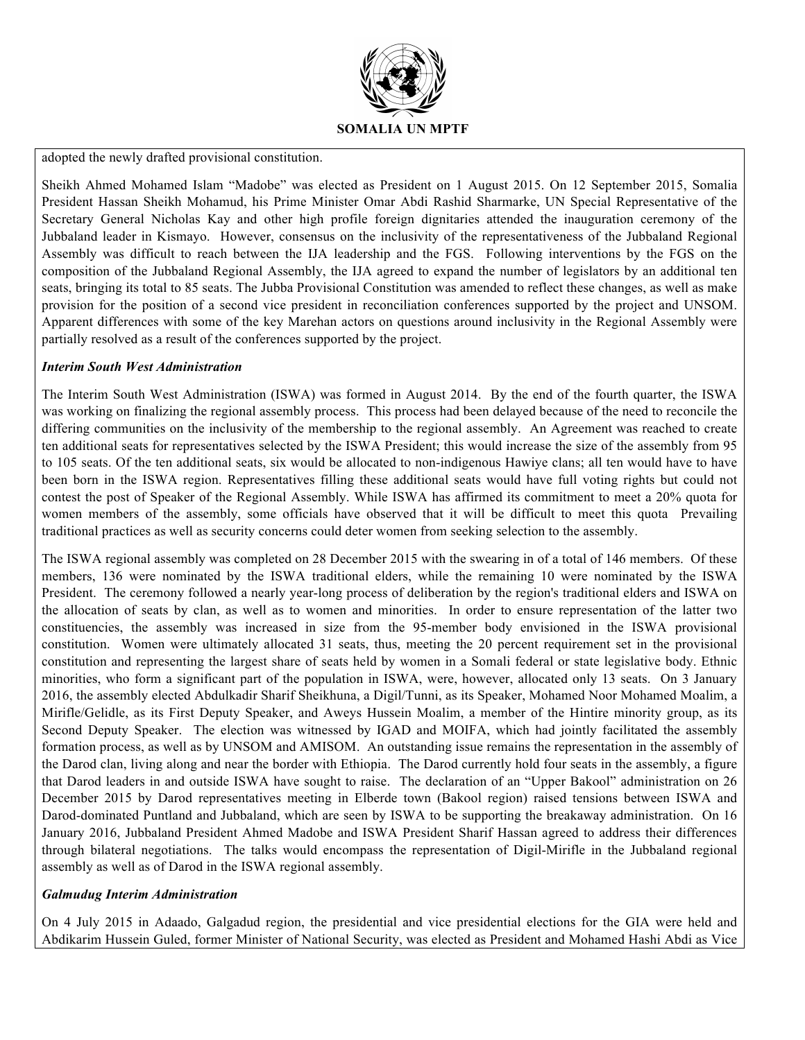adopted the newly drafted provisional constitution.

Sheikh Ahmed Mohamed Islam "Madobe" was elected as President on 1 August 2015. On 12 September 2015, Somalia President Hassan Sheikh Mohamud, his Prime Minister Omar Abdi Rashid Sharmarke, UN Special Representative of the Secretary General Nicholas Kay and other high profile foreign dignitaries attended the inauguration ceremony of the Jubbaland leader in Kismayo. However, consensus on the inclusivity of the representativeness of the Jubbaland Regional Assembly was difficult to reach between the IJA leadership and the FGS. Following interventions by the FGS on the composition of the Jubbaland Regional Assembly, the IJA agreed to expand the number of legislators by an additional ten seats, bringing its total to 85 seats. The Jubba Provisional Constitution was amended to reflect these changes, as well as make provision for the position of a second vice president in reconciliation conferences supported by the project and UNSOM. Apparent differences with some of the key Marehan actors on questions around inclusivity in the Regional Assembly were partially resolved as a result of the conferences supported by the project.

***Interim South West Administration***

The Interim South West Administration (ISWA) was formed in August 2014. By the end of the fourth quarter, the ISWA was working on finalizing the regional assembly process. This process had been delayed because of the need to reconcile the differing communities on the inclusivity of the membership to the regional assembly. An Agreement was reached to create ten additional seats for representatives selected by the ISWA President; this would increase the size of the assembly from 95 to 105 seats. Of the ten additional seats, six would be allocated to non-indigenous Hawiye clans; all ten would have to have been born in the ISWA region. Representatives filling these additional seats would have full voting rights but could not contest the post of Speaker of the Regional Assembly. While ISWA has affirmed its commitment to meet a 20% quota for women members of the assembly, some officials have observed that it will be difficult to meet this quota Prevailing traditional practices as well as security concerns could deter women from seeking selection to the assembly.

The ISWA regional assembly was completed on 28 December 2015 with the swearing in of a total of 146 members. Of these members, 136 were nominated by the ISWA traditional elders, while the remaining 10 were nominated by the ISWA President. The ceremony followed a nearly year-long process of deliberation by the region's traditional elders and ISWA on the allocation of seats by clan, as well as to women and minorities. In order to ensure representation of the latter two constituencies, the assembly was increased in size from the 95-member body envisioned in the ISWA provisional constitution. Women were ultimately allocated 31 seats, thus, meeting the 20 percent requirement set in the provisional constitution and representing the largest share of seats held by women in a Somali federal or state legislative body. Ethnic minorities, who form a significant part of the population in ISWA, were, however, allocated only 13 seats. On 3 January 2016, the assembly elected Abdulkadir Sharif Sheikhuna, a Digil/Tunni, as its Speaker, Mohamed Noor Mohamed Moalim, a Mirifle/Gelidle, as its First Deputy Speaker, and Aweys Hussein Moalim, a member of the Hintire minority group, as its Second Deputy Speaker. The election was witnessed by IGAD and MOIFA, which had jointly facilitated the assembly formation process, as well as by UNSOM and AMISOM. An outstanding issue remains the representation in the assembly of the Darod clan, living along and near the border with Ethiopia. The Darod currently hold four seats in the assembly, a figure that Darod leaders in and outside ISWA have sought to raise. The declaration of an "Upper Bakool" administration on 26 December 2015 by Darod representatives meeting in Elberde town (Bakool region) raised tensions between ISWA and Darod-dominated Puntland and Jubbaland, which are seen by ISWA to be supporting the breakaway administration. On 16 January 2016, Jubbaland President Ahmed Madobe and ISWA President Sharif Hassan agreed to address their differences through bilateral negotiations. The talks would encompass the representation of Digil-Mirifle in the Jubbaland regional assembly as well as of Darod in the ISWA regional assembly.

***Galmudug Interim Administration***

On 4 July 2015 in Adaado, Galgadud region, the presidential and vice presidential elections for the GIA were held and Abdikarim Hussein Guled, former Minister of National Security, was elected as President and Mohamed Hashi Abdi as Vice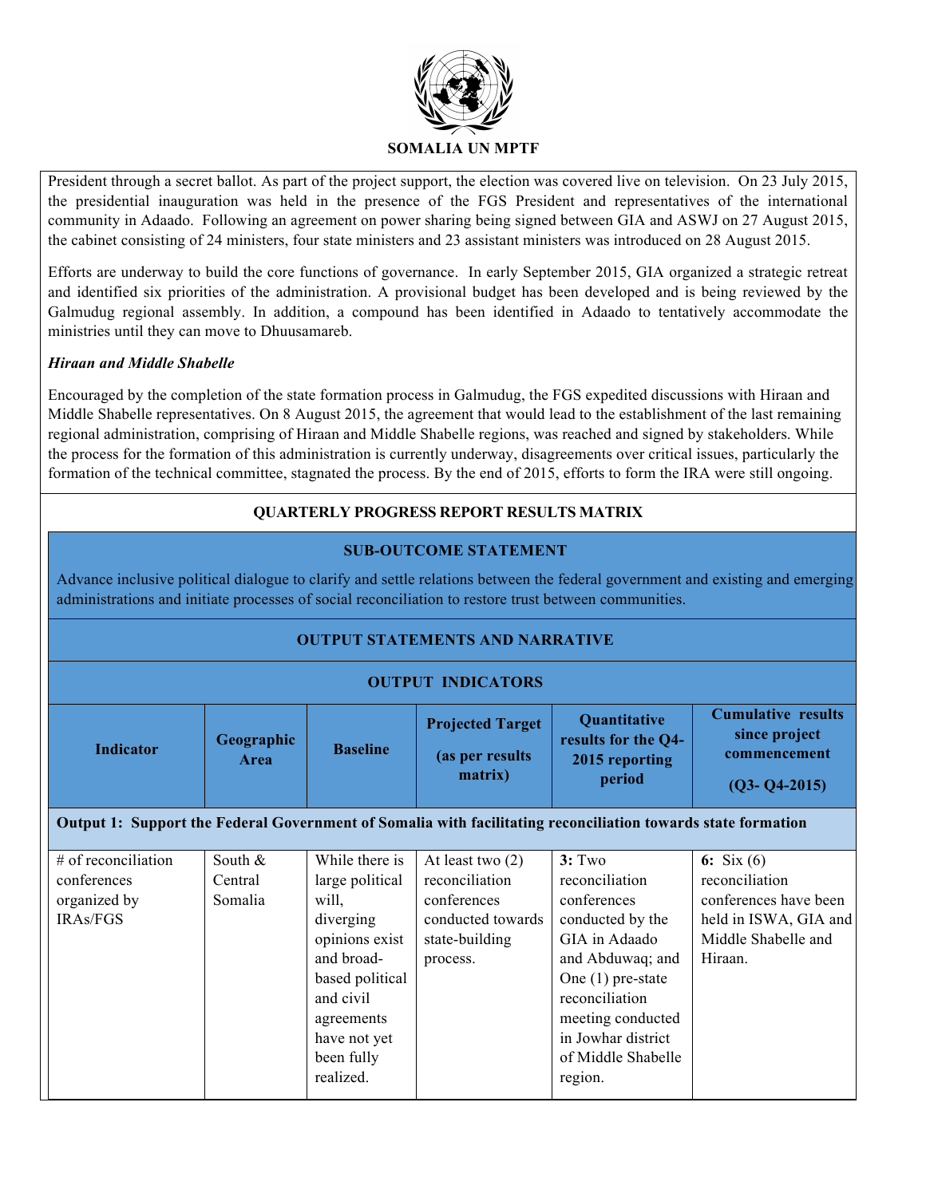President through a secret ballot. As part of the project support, the election was covered live on television. On 23 July 2015, the presidential inauguration was held in the presence of the FGS President and representatives of the international community in Adaado. Following an agreement on power sharing being signed between GIA and ASWJ on 27 August 2015, the cabinet consisting of 24 ministers, four state ministers and 23 assistant ministers was introduced on 28 August 2015.

Efforts are underway to build the core functions of governance. In early September 2015, GIA organized a strategic retreat and identified six priorities of the administration. A provisional budget has been developed and is being reviewed by the Galmudug regional assembly. In addition, a compound has been identified in Adaado to tentatively accommodate the ministries until they can move to Dhuusamareb.

***Hiraan and Middle Shabelle***

Encouraged by the completion of the state formation process in Galmudug, the FGS expedited discussions with Hiraan and Middle Shabelle representatives. On 8 August 2015, the agreement that would lead to the establishment of the last remaining regional administration, comprising of Hiraan and Middle Shabelle regions, was reached and signed by stakeholders. While the process for the formation of this administration is currently underway, disagreements over critical issues, particularly the formation of the technical committee, stagnated the process. By the end of 2015, efforts to form the IRA were still ongoing.

**QUARTERLY PROGRESS REPORT RESULTS MATRIX**

**SUB-OUTCOME STATEMENT**

Advance inclusive political dialogue to clarify and settle relations between the federal government and existing and emerging administrations and initiate processes of social reconciliation to restore trust between communities.

**OUTPUT STATEMENTS AND NARRATIVE**

**OUTPUT INDICATORS**

| Indicator | Geographic Area | Baseline | Projected Target (as per results matrix) | Quantitative results for the Q4-2015 reporting period | Cumulative results since project commencement (Q3- Q4-2015) |
|---|---|---|---|---|---|
| **Output 1: Support the Federal Government of Somalia with facilitating reconciliation towards state formation** | | | | | |
| # of reconciliation conferences organized by IRAs/FGS | South & Central Somalia | While there is large political will, diverging opinions exist and broad-based political and civil agreements have not yet been fully realized. | At least two (2) reconciliation conferences conducted towards state-building process. | **3:** Two reconciliation conferences conducted by the GIA in Adaado and Abduwaq; and One (1) pre-state reconciliation meeting conducted in Jowhar district of Middle Shabelle region. | **6:** Six (6) reconciliation conferences have been held in ISWA, GIA and Middle Shabelle and Hiraan. |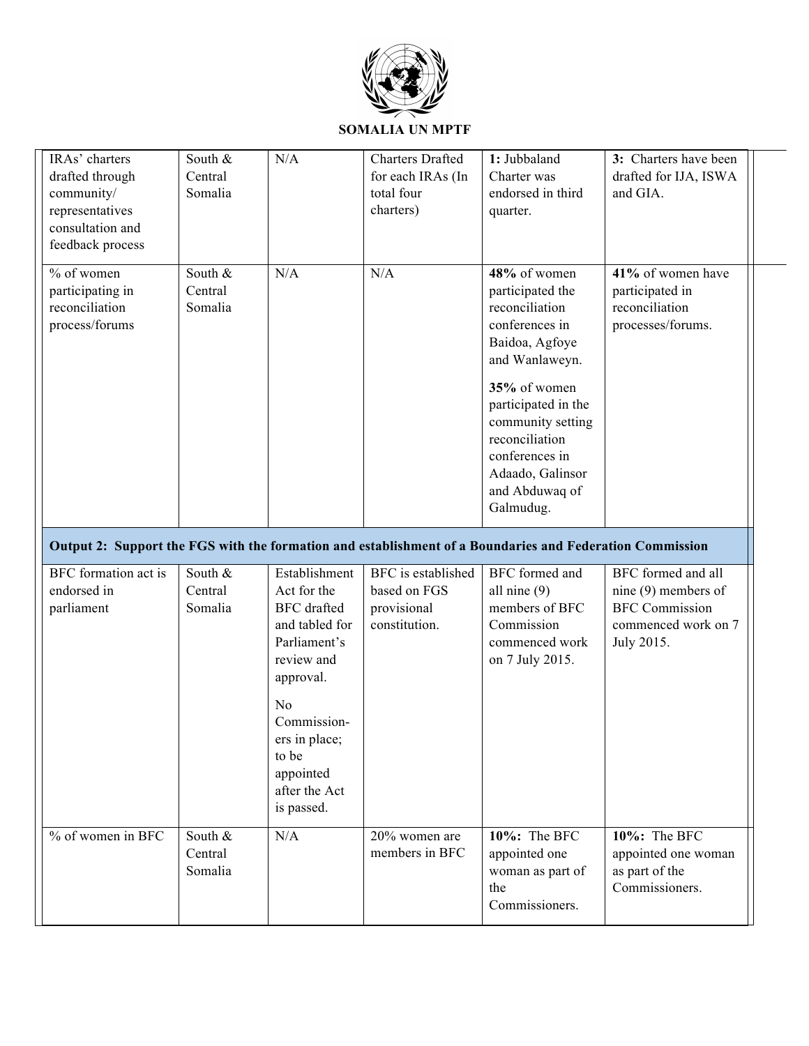| | | | | | |
|---|---|---|---|---|---|
| IRAs' charters drafted through community/ representatives consultation and feedback process | South & Central Somalia | N/A | Charters Drafted for each IRAs (In total four charters) | **1:** Jubbaland Charter was endorsed in third quarter. | **3:** Charters have been drafted for IJA, ISWA and GIA. |
| % of women participating in reconciliation process/forums | South & Central Somalia | N/A | N/A | **48%** of women participated the reconciliation conferences in Baidoa, Agfoye and Wanlaweyn.<br><br>**35%** of women participated in the community setting reconciliation conferences in Adaado, Galinsor and Abduwaq of Galmudug. | **41%** of women have participated in reconciliation processes/forums. |
| **Output 2: Support the FGS with the formation and establishment of a Boundaries and Federation Commission** | | | | | |
| BFC formation act is endorsed in parliament | South & Central Somalia | Establishment Act for the BFC drafted and tabled for Parliament's review and approval.<br><br>No Commission-ers in place; to be appointed after the Act is passed. | BFC is established based on FGS provisional constitution. | BFC formed and all nine (9) members of BFC Commission commenced work on 7 July 2015. | BFC formed and all nine (9) members of BFC Commission commenced work on 7 July 2015. |
| % of women in BFC | South & Central Somalia | N/A | 20% women are members in BFC | **10%:** The BFC appointed one woman as part of the Commissioners. | **10%:** The BFC appointed one woman as part of the Commissioners. |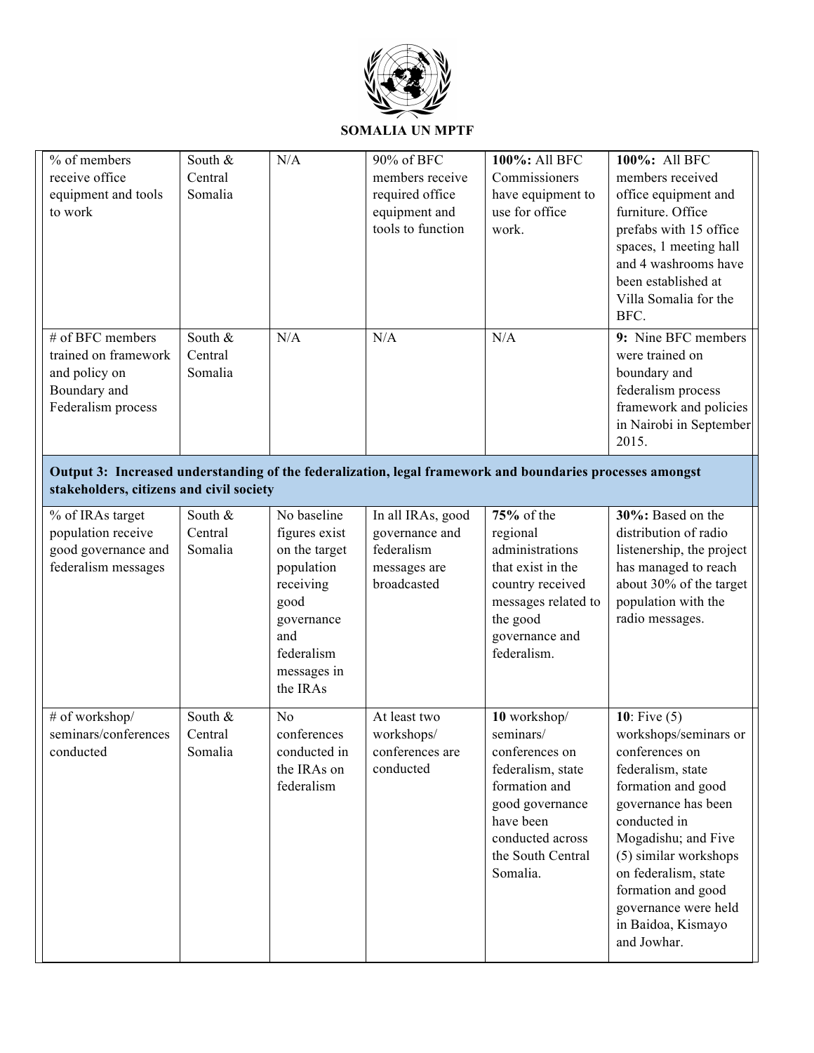**SOMALIA UN MPTF**

| | | | | | |
|---|---|---|---|---|---|
| % of members receive office equipment and tools to work | South & Central Somalia | N/A | 90% of BFC members receive required office equipment and tools to function | **100%:** All BFC Commissioners have equipment to use for office work. | **100%:** All BFC members received office equipment and furniture. Office prefabs with 15 office spaces, 1 meeting hall and 4 washrooms have been established at Villa Somalia for the BFC. |
| # of BFC members trained on framework and policy on Boundary and Federalism process | South & Central Somalia | N/A | N/A | N/A | **9:** Nine BFC members were trained on boundary and federalism process framework and policies in Nairobi in September 2015. |
| **Output 3: Increased understanding of the federalization, legal framework and boundaries processes amongst stakeholders, citizens and civil society** | | | | | |
| % of IRAs target population receive good governance and federalism messages | South & Central Somalia | No baseline figures exist on the target population receiving good governance and federalism messages in the IRAs | In all IRAs, good governance and federalism messages are broadcasted | **75%** of the regional administrations that exist in the country received messages related to the good governance and federalism. | **30%:** Based on the distribution of radio listenership, the project has managed to reach about 30% of the target population with the radio messages. |
| # of workshop/ seminars/conferences conducted | South & Central Somalia | No conferences conducted in the IRAs on federalism | At least two workshops/ conferences are conducted | **10** workshop/ seminars/ conferences on federalism, state formation and good governance have been conducted across the South Central Somalia. | **10**: Five (5) workshops/seminars or conferences on federalism, state formation and good governance has been conducted in Mogadishu; and Five (5) similar workshops on federalism, state formation and good governance were held in Baidoa, Kismayo and Jowhar. |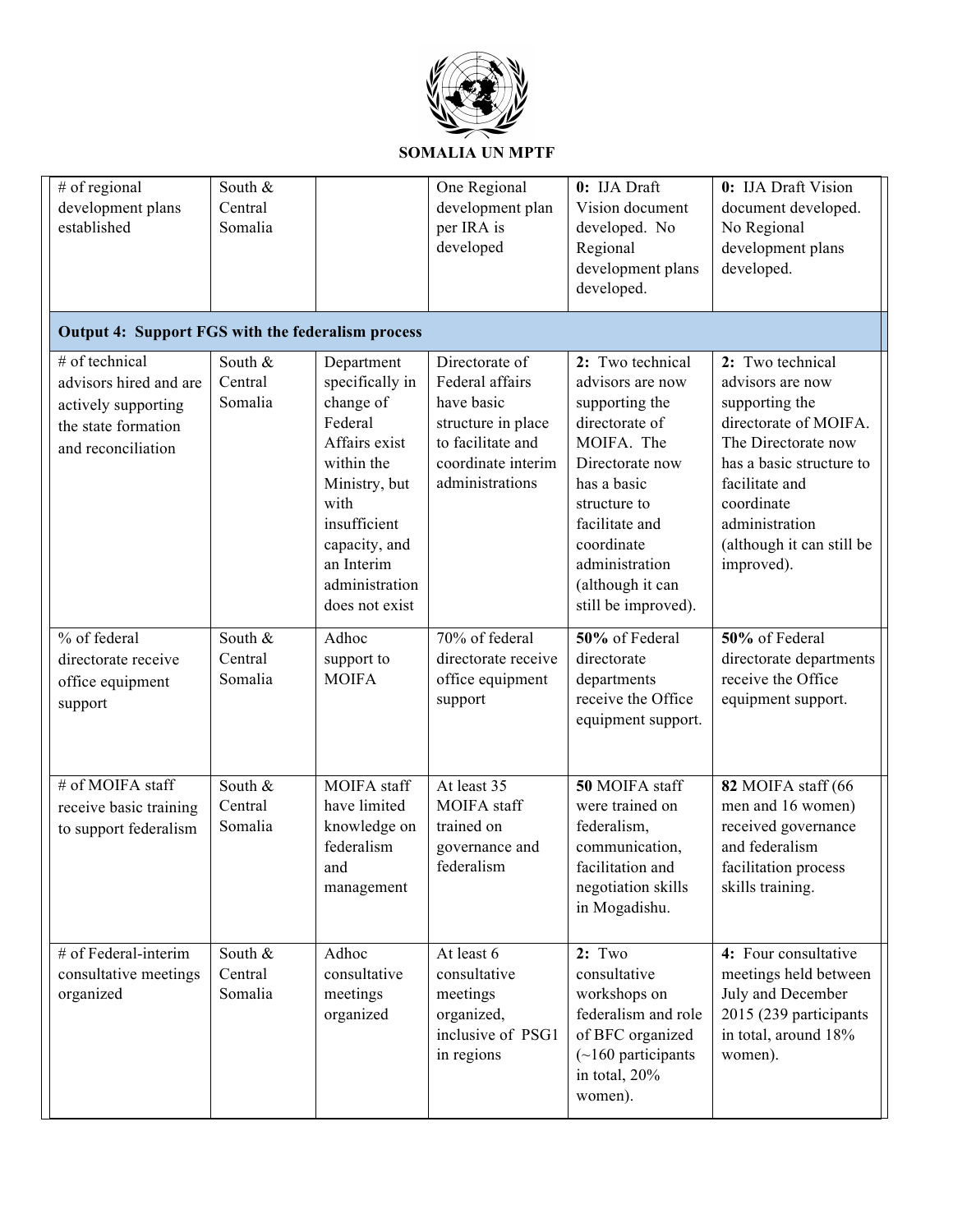**SOMALIA UN MPTF**

| | | | | | |
|---|---|---|---|---|---|
| # of regional development plans established | South & Central Somalia | | One Regional development plan per IRA is developed | **0:** IJA Draft Vision document developed. No Regional development plans developed. | **0:** IJA Draft Vision document developed. No Regional development plans developed. |
| **Output 4: Support FGS with the federalism process** | | | | | |
| # of technical advisors hired and are actively supporting the state formation and reconciliation | South & Central Somalia | Department specifically in change of Federal Affairs exist within the Ministry, but with insufficient capacity, and an Interim administration does not exist | Directorate of Federal affairs have basic structure in place to facilitate and coordinate interim administrations | **2:** Two technical advisors are now supporting the directorate of MOIFA. The Directorate now has a basic structure to facilitate and coordinate administration (although it can still be improved). | **2:** Two technical advisors are now supporting the directorate of MOIFA. The Directorate now has a basic structure to facilitate and coordinate administration (although it can still be improved). |
| % of federal directorate receive office equipment support | South & Central Somalia | Adhoc support to MOIFA | 70% of federal directorate receive office equipment support | **50%** of Federal directorate departments receive the Office equipment support. | **50%** of Federal directorate departments receive the Office equipment support. |
| # of MOIFA staff receive basic training to support federalism | South & Central Somalia | MOIFA staff have limited knowledge on federalism and management | At least 35 MOIFA staff trained on governance and federalism | **50** MOIFA staff were trained on federalism, communication, facilitation and negotiation skills in Mogadishu. | **82** MOIFA staff (66 men and 16 women) received governance and federalism facilitation process skills training. |
| # of Federal-interim consultative meetings organized | South & Central Somalia | Adhoc consultative meetings organized | At least 6 consultative meetings organized, inclusive of PSG1 in regions | **2:** Two consultative workshops on federalism and role of BFC organized (~160 participants in total, 20% women). | **4:** Four consultative meetings held between July and December 2015 (239 participants in total, around 18% women). |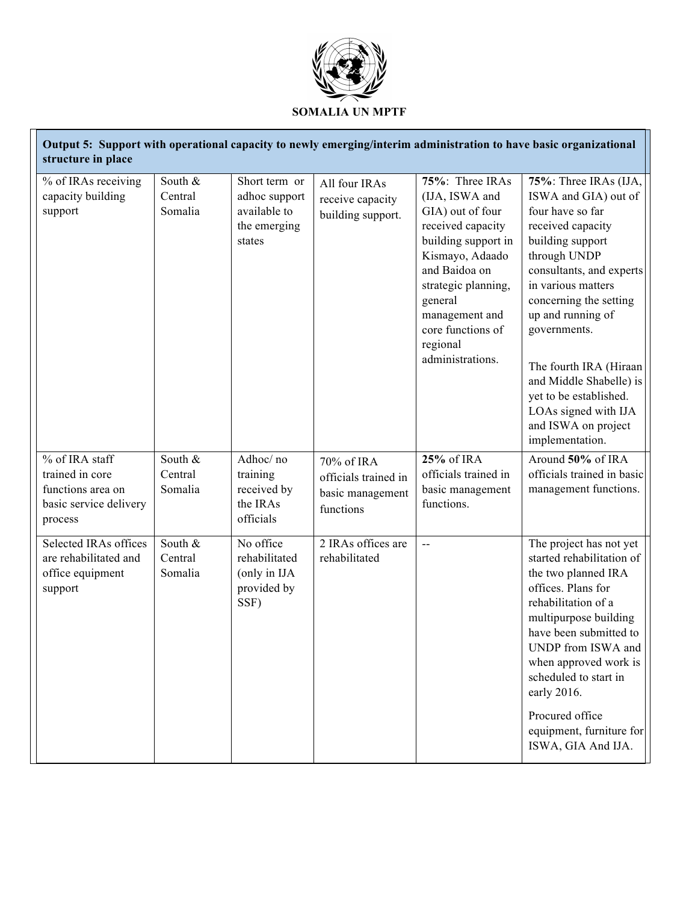**SOMALIA UN MPTF**

| **Output 5: Support with operational capacity to newly emerging/interim administration to have basic organizational structure in place** | | | | | |
|---|---|---|---|---|---|
| % of IRAs receiving capacity building support | South & Central Somalia | Short term or adhoc support available to the emerging states | All four IRAs receive capacity building support. | **75%**: Three IRAs (IJA, ISWA and GIA) out of four received capacity building support in Kismayo, Adaado and Baidoa on strategic planning, general management and core functions of regional administrations. | **75%**: Three IRAs (IJA, ISWA and GIA) out of four have so far received capacity building support through UNDP consultants, and experts in various matters concerning the setting up and running of governments.<br><br>The fourth IRA (Hiraan and Middle Shabelle) is yet to be established. LOAs signed with IJA and ISWA on project implementation. |
| % of IRA staff trained in core functions area on basic service delivery process | South & Central Somalia | Adhoc/ no training received by the IRAs officials | 70% of IRA officials trained in basic management functions | **25%** of IRA officials trained in basic management functions. | Around **50%** of IRA officials trained in basic management functions. |
| Selected IRAs offices are rehabilitated and office equipment support | South & Central Somalia | No office rehabilitated (only in IJA provided by SSF) | 2 IRAs offices are rehabilitated | -- | The project has not yet started rehabilitation of the two planned IRA offices. Plans for rehabilitation of a multipurpose building have been submitted to UNDP from ISWA and when approved work is scheduled to start in early 2016.<br><br>Procured office equipment, furniture for ISWA, GIA And IJA. |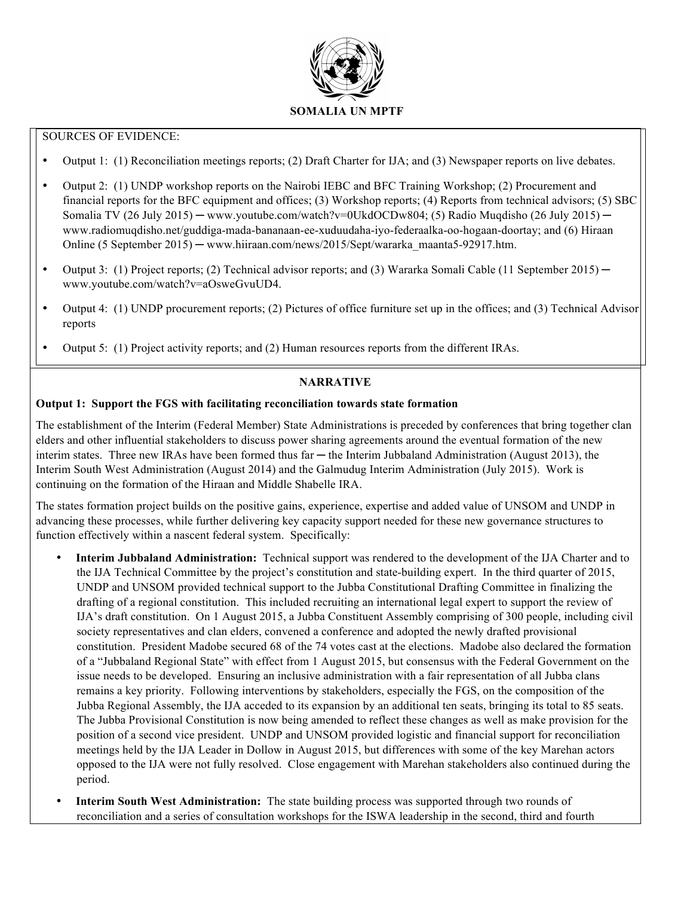SOURCES OF EVIDENCE:

- Output 1: (1) Reconciliation meetings reports; (2) Draft Charter for IJA; and (3) Newspaper reports on live debates.
- Output 2: (1) UNDP workshop reports on the Nairobi IEBC and BFC Training Workshop; (2) Procurement and financial reports for the BFC equipment and offices; (3) Workshop reports; (4) Reports from technical advisors; (5) SBC Somalia TV (26 July 2015) ─ www.youtube.com/watch?v=0UkdOCDw804; (5) Radio Muqdisho (26 July 2015) ─ www.radiomuqdisho.net/guddiga-mada-bananaan-ee-xuduudaha-iyo-federaalka-oo-hogaan-doortay; and (6) Hiiraan Online (5 September 2015) ─ www.hiiraan.com/news/2015/Sept/wararka_maanta5-92917.htm.
- Output 3: (1) Project reports; (2) Technical advisor reports; and (3) Wararka Somali Cable (11 September 2015) ─ www.youtube.com/watch?v=aOsweGvuUD4.
- Output 4: (1) UNDP procurement reports; (2) Pictures of office furniture set up in the offices; and (3) Technical Advisor reports
- Output 5: (1) Project activity reports; and (2) Human resources reports from the different IRAs.

## NARRATIVE

**Output 1: Support the FGS with facilitating reconciliation towards state formation**

The establishment of the Interim (Federal Member) State Administrations is preceded by conferences that bring together clan elders and other influential stakeholders to discuss power sharing agreements around the eventual formation of the new interim states. Three new IRAs have been formed thus far ─ the Interim Jubbaland Administration (August 2013), the Interim South West Administration (August 2014) and the Galmudug Interim Administration (July 2015). Work is continuing on the formation of the Hiraan and Middle Shabelle IRA.

The states formation project builds on the positive gains, experience, expertise and added value of UNSOM and UNDP in advancing these processes, while further delivering key capacity support needed for these new governance structures to function effectively within a nascent federal system. Specifically:

- **Interim Jubbaland Administration:** Technical support was rendered to the development of the IJA Charter and to the IJA Technical Committee by the project's constitution and state-building expert. In the third quarter of 2015, UNDP and UNSOM provided technical support to the Jubba Constitutional Drafting Committee in finalizing the drafting of a regional constitution. This included recruiting an international legal expert to support the review of IJA's draft constitution. On 1 August 2015, a Jubba Constituent Assembly comprising of 300 people, including civil society representatives and clan elders, convened a conference and adopted the newly drafted provisional constitution. President Madobe secured 68 of the 74 votes cast at the elections. Madobe also declared the formation of a "Jubbaland Regional State" with effect from 1 August 2015, but consensus with the Federal Government on the issue needs to be developed. Ensuring an inclusive administration with a fair representation of all Jubba clans remains a key priority. Following interventions by stakeholders, especially the FGS, on the composition of the Jubba Regional Assembly, the IJA acceded to its expansion by an additional ten seats, bringing its total to 85 seats. The Jubba Provisional Constitution is now being amended to reflect these changes as well as make provision for the position of a second vice president. UNDP and UNSOM provided logistic and financial support for reconciliation meetings held by the IJA Leader in Dollow in August 2015, but differences with some of the key Marehan actors opposed to the IJA were not fully resolved. Close engagement with Marehan stakeholders also continued during the period.
- **Interim South West Administration:** The state building process was supported through two rounds of reconciliation and a series of consultation workshops for the ISWA leadership in the second, third and fourth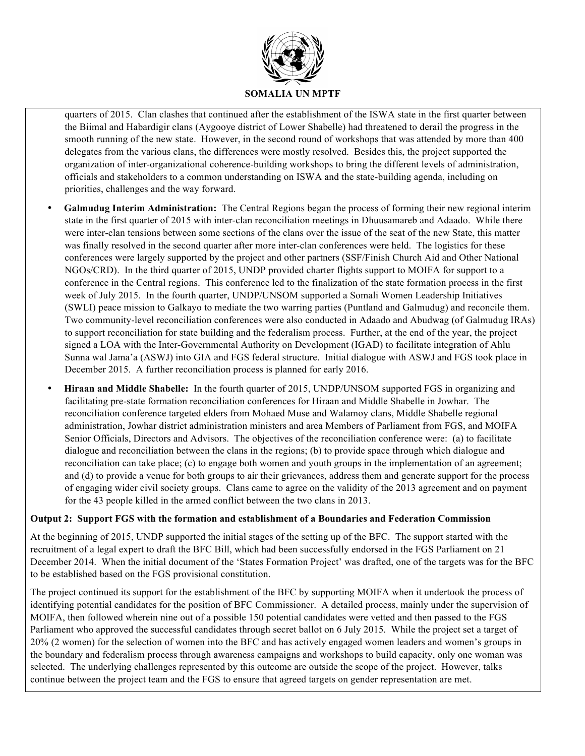quarters of 2015. Clan clashes that continued after the establishment of the ISWA state in the first quarter between the Biimal and Habardigir clans (Aygooye district of Lower Shabelle) had threatened to derail the progress in the smooth running of the new state. However, in the second round of workshops that was attended by more than 400 delegates from the various clans, the differences were mostly resolved. Besides this, the project supported the organization of inter-organizational coherence-building workshops to bring the different levels of administration, officials and stakeholders to a common understanding on ISWA and the state-building agenda, including on priorities, challenges and the way forward.

- **Galmudug Interim Administration:** The Central Regions began the process of forming their new regional interim state in the first quarter of 2015 with inter-clan reconciliation meetings in Dhuusamareb and Adaado. While there were inter-clan tensions between some sections of the clans over the issue of the seat of the new State, this matter was finally resolved in the second quarter after more inter-clan conferences were held. The logistics for these conferences were largely supported by the project and other partners (SSF/Finish Church Aid and Other National NGOs/CRD). In the third quarter of 2015, UNDP provided charter flights support to MOIFA for support to a conference in the Central regions. This conference led to the finalization of the state formation process in the first week of July 2015. In the fourth quarter, UNDP/UNSOM supported a Somali Women Leadership Initiatives (SWLI) peace mission to Galkayo to mediate the two warring parties (Puntland and Galmudug) and reconcile them. Two community-level reconciliation conferences were also conducted in Adaado and Abudwag (of Galmudug IRAs) to support reconciliation for state building and the federalism process. Further, at the end of the year, the project signed a LOA with the Inter-Governmental Authority on Development (IGAD) to facilitate integration of Ahlu Sunna wal Jama'a (ASWJ) into GIA and FGS federal structure. Initial dialogue with ASWJ and FGS took place in December 2015. A further reconciliation process is planned for early 2016.

- **Hiraan and Middle Shabelle:** In the fourth quarter of 2015, UNDP/UNSOM supported FGS in organizing and facilitating pre-state formation reconciliation conferences for Hiraan and Middle Shabelle in Jowhar. The reconciliation conference targeted elders from Mohaed Muse and Walamoy clans, Middle Shabelle regional administration, Jowhar district administration ministers and area Members of Parliament from FGS, and MOIFA Senior Officials, Directors and Advisors. The objectives of the reconciliation conference were: (a) to facilitate dialogue and reconciliation between the clans in the regions; (b) to provide space through which dialogue and reconciliation can take place; (c) to engage both women and youth groups in the implementation of an agreement; and (d) to provide a venue for both groups to air their grievances, address them and generate support for the process of engaging wider civil society groups. Clans came to agree on the validity of the 2013 agreement and on payment for the 43 people killed in the armed conflict between the two clans in 2013.

**Output 2: Support FGS with the formation and establishment of a Boundaries and Federation Commission**

At the beginning of 2015, UNDP supported the initial stages of the setting up of the BFC. The support started with the recruitment of a legal expert to draft the BFC Bill, which had been successfully endorsed in the FGS Parliament on 21 December 2014. When the initial document of the 'States Formation Project' was drafted, one of the targets was for the BFC to be established based on the FGS provisional constitution.

The project continued its support for the establishment of the BFC by supporting MOIFA when it undertook the process of identifying potential candidates for the position of BFC Commissioner. A detailed process, mainly under the supervision of MOIFA, then followed wherein nine out of a possible 150 potential candidates were vetted and then passed to the FGS Parliament who approved the successful candidates through secret ballot on 6 July 2015. While the project set a target of 20% (2 women) for the selection of women into the BFC and has actively engaged women leaders and women's groups in the boundary and federalism process through awareness campaigns and workshops to build capacity, only one woman was selected. The underlying challenges represented by this outcome are outside the scope of the project. However, talks continue between the project team and the FGS to ensure that agreed targets on gender representation are met.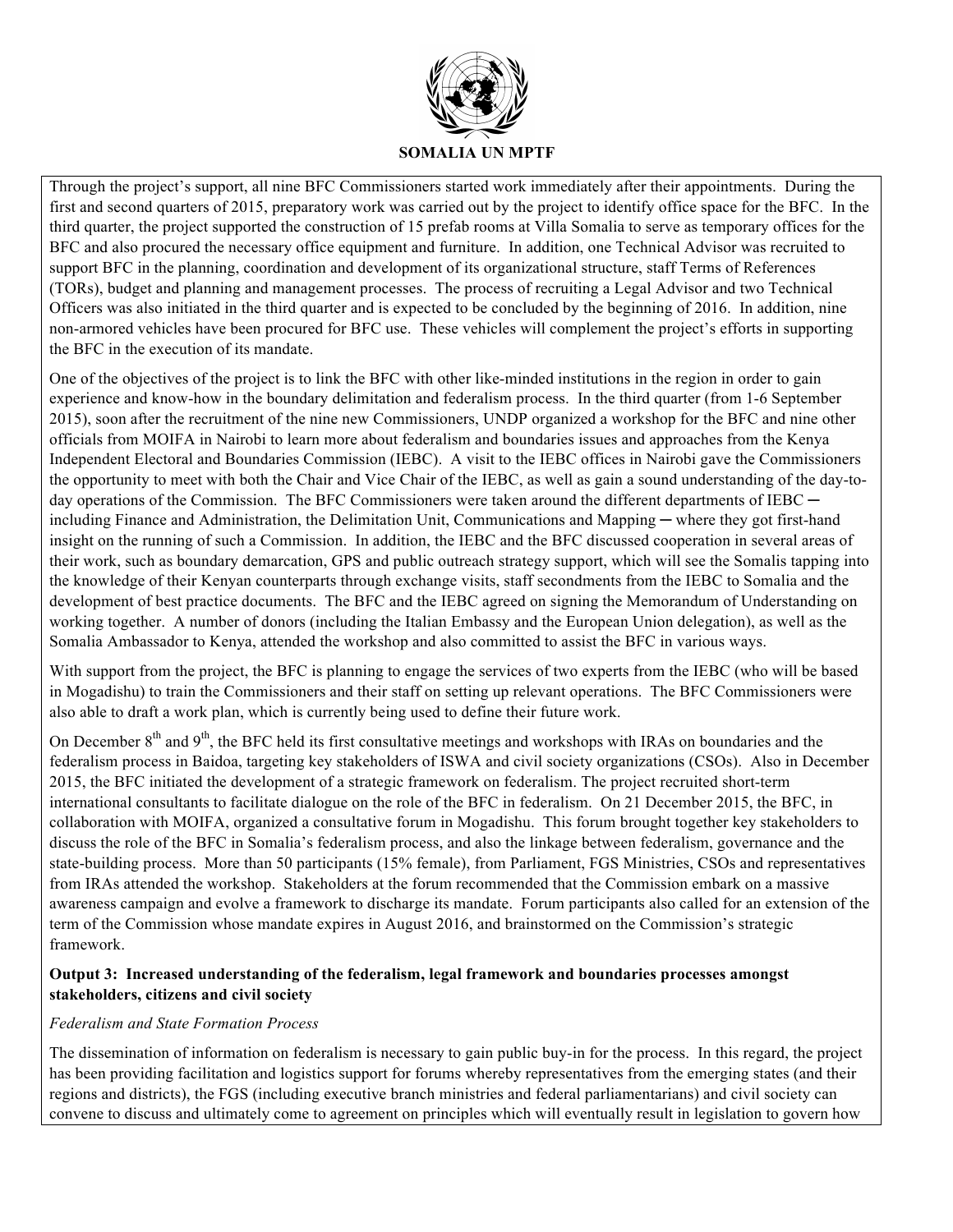Through the project's support, all nine BFC Commissioners started work immediately after their appointments. During the first and second quarters of 2015, preparatory work was carried out by the project to identify office space for the BFC. In the third quarter, the project supported the construction of 15 prefab rooms at Villa Somalia to serve as temporary offices for the BFC and also procured the necessary office equipment and furniture. In addition, one Technical Advisor was recruited to support BFC in the planning, coordination and development of its organizational structure, staff Terms of References (TORs), budget and planning and management processes. The process of recruiting a Legal Advisor and two Technical Officers was also initiated in the third quarter and is expected to be concluded by the beginning of 2016. In addition, nine non-armored vehicles have been procured for BFC use. These vehicles will complement the project's efforts in supporting the BFC in the execution of its mandate.

One of the objectives of the project is to link the BFC with other like-minded institutions in the region in order to gain experience and know-how in the boundary delimitation and federalism process. In the third quarter (from 1-6 September 2015), soon after the recruitment of the nine new Commissioners, UNDP organized a workshop for the BFC and nine other officials from MOIFA in Nairobi to learn more about federalism and boundaries issues and approaches from the Kenya Independent Electoral and Boundaries Commission (IEBC). A visit to the IEBC offices in Nairobi gave the Commissioners the opportunity to meet with both the Chair and Vice Chair of the IEBC, as well as gain a sound understanding of the day-to-day operations of the Commission. The BFC Commissioners were taken around the different departments of IEBC ─ including Finance and Administration, the Delimitation Unit, Communications and Mapping ─ where they got first-hand insight on the running of such a Commission. In addition, the IEBC and the BFC discussed cooperation in several areas of their work, such as boundary demarcation, GPS and public outreach strategy support, which will see the Somalis tapping into the knowledge of their Kenyan counterparts through exchange visits, staff secondments from the IEBC to Somalia and the development of best practice documents. The BFC and the IEBC agreed on signing the Memorandum of Understanding on working together. A number of donors (including the Italian Embassy and the European Union delegation), as well as the Somalia Ambassador to Kenya, attended the workshop and also committed to assist the BFC in various ways.

With support from the project, the BFC is planning to engage the services of two experts from the IEBC (who will be based in Mogadishu) to train the Commissioners and their staff on setting up relevant operations. The BFC Commissioners were also able to draft a work plan, which is currently being used to define their future work.

On December 8th and 9th, the BFC held its first consultative meetings and workshops with IRAs on boundaries and the federalism process in Baidoa, targeting key stakeholders of ISWA and civil society organizations (CSOs). Also in December 2015, the BFC initiated the development of a strategic framework on federalism. The project recruited short-term international consultants to facilitate dialogue on the role of the BFC in federalism. On 21 December 2015, the BFC, in collaboration with MOIFA, organized a consultative forum in Mogadishu. This forum brought together key stakeholders to discuss the role of the BFC in Somalia's federalism process, and also the linkage between federalism, governance and the state-building process. More than 50 participants (15% female), from Parliament, FGS Ministries, CSOs and representatives from IRAs attended the workshop. Stakeholders at the forum recommended that the Commission embark on a massive awareness campaign and evolve a framework to discharge its mandate. Forum participants also called for an extension of the term of the Commission whose mandate expires in August 2016, and brainstormed on the Commission's strategic framework.

**Output 3: Increased understanding of the federalism, legal framework and boundaries processes amongst stakeholders, citizens and civil society**

*Federalism and State Formation Process*

The dissemination of information on federalism is necessary to gain public buy-in for the process. In this regard, the project has been providing facilitation and logistics support for forums whereby representatives from the emerging states (and their regions and districts), the FGS (including executive branch ministries and federal parliamentarians) and civil society can convene to discuss and ultimately come to agreement on principles which will eventually result in legislation to govern how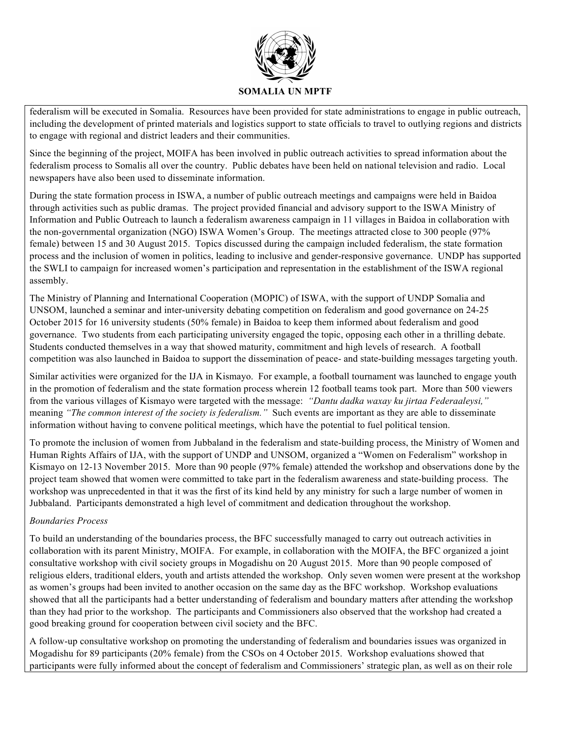federalism will be executed in Somalia. Resources have been provided for state administrations to engage in public outreach, including the development of printed materials and logistics support to state officials to travel to outlying regions and districts to engage with regional and district leaders and their communities.

Since the beginning of the project, MOIFA has been involved in public outreach activities to spread information about the federalism process to Somalis all over the country. Public debates have been held on national television and radio. Local newspapers have also been used to disseminate information.

During the state formation process in ISWA, a number of public outreach meetings and campaigns were held in Baidoa through activities such as public dramas. The project provided financial and advisory support to the ISWA Ministry of Information and Public Outreach to launch a federalism awareness campaign in 11 villages in Baidoa in collaboration with the non-governmental organization (NGO) ISWA Women's Group. The meetings attracted close to 300 people (97% female) between 15 and 30 August 2015. Topics discussed during the campaign included federalism, the state formation process and the inclusion of women in politics, leading to inclusive and gender-responsive governance. UNDP has supported the SWLI to campaign for increased women's participation and representation in the establishment of the ISWA regional assembly.

The Ministry of Planning and International Cooperation (MOPIC) of ISWA, with the support of UNDP Somalia and UNSOM, launched a seminar and inter-university debating competition on federalism and good governance on 24-25 October 2015 for 16 university students (50% female) in Baidoa to keep them informed about federalism and good governance. Two students from each participating university engaged the topic, opposing each other in a thrilling debate. Students conducted themselves in a way that showed maturity, commitment and high levels of research. A football competition was also launched in Baidoa to support the dissemination of peace- and state-building messages targeting youth.

Similar activities were organized for the IJA in Kismayo. For example, a football tournament was launched to engage youth in the promotion of federalism and the state formation process wherein 12 football teams took part. More than 500 viewers from the various villages of Kismayo were targeted with the message: *"Dantu dadka waxay ku jirtaa Federaaleysi,"* meaning *"The common interest of the society is federalism."* Such events are important as they are able to disseminate information without having to convene political meetings, which have the potential to fuel political tension.

To promote the inclusion of women from Jubbaland in the federalism and state-building process, the Ministry of Women and Human Rights Affairs of IJA, with the support of UNDP and UNSOM, organized a "Women on Federalism" workshop in Kismayo on 12-13 November 2015. More than 90 people (97% female) attended the workshop and observations done by the project team showed that women were committed to take part in the federalism awareness and state-building process. The workshop was unprecedented in that it was the first of its kind held by any ministry for such a large number of women in Jubbaland. Participants demonstrated a high level of commitment and dedication throughout the workshop.

*Boundaries Process*

To build an understanding of the boundaries process, the BFC successfully managed to carry out outreach activities in collaboration with its parent Ministry, MOIFA. For example, in collaboration with the MOIFA, the BFC organized a joint consultative workshop with civil society groups in Mogadishu on 20 August 2015. More than 90 people composed of religious elders, traditional elders, youth and artists attended the workshop. Only seven women were present at the workshop as women's groups had been invited to another occasion on the same day as the BFC workshop. Workshop evaluations showed that all the participants had a better understanding of federalism and boundary matters after attending the workshop than they had prior to the workshop. The participants and Commissioners also observed that the workshop had created a good breaking ground for cooperation between civil society and the BFC.

A follow-up consultative workshop on promoting the understanding of federalism and boundaries issues was organized in Mogadishu for 89 participants (20% female) from the CSOs on 4 October 2015. Workshop evaluations showed that participants were fully informed about the concept of federalism and Commissioners' strategic plan, as well as on their role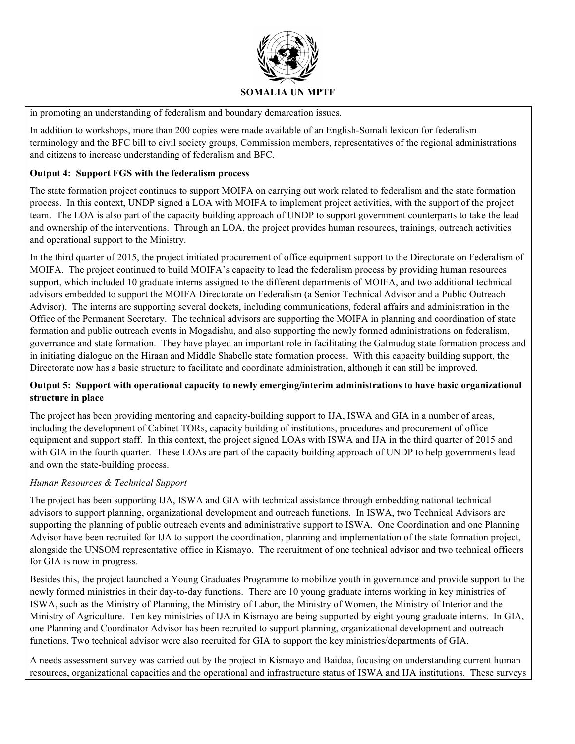in promoting an understanding of federalism and boundary demarcation issues.

In addition to workshops, more than 200 copies were made available of an English-Somali lexicon for federalism terminology and the BFC bill to civil society groups, Commission members, representatives of the regional administrations and citizens to increase understanding of federalism and BFC.

**Output 4: Support FGS with the federalism process**

The state formation project continues to support MOIFA on carrying out work related to federalism and the state formation process. In this context, UNDP signed a LOA with MOIFA to implement project activities, with the support of the project team. The LOA is also part of the capacity building approach of UNDP to support government counterparts to take the lead and ownership of the interventions. Through an LOA, the project provides human resources, trainings, outreach activities and operational support to the Ministry.

In the third quarter of 2015, the project initiated procurement of office equipment support to the Directorate on Federalism of MOIFA. The project continued to build MOIFA's capacity to lead the federalism process by providing human resources support, which included 10 graduate interns assigned to the different departments of MOIFA, and two additional technical advisors embedded to support the MOIFA Directorate on Federalism (a Senior Technical Advisor and a Public Outreach Advisor). The interns are supporting several dockets, including communications, federal affairs and administration in the Office of the Permanent Secretary. The technical advisors are supporting the MOIFA in planning and coordination of state formation and public outreach events in Mogadishu, and also supporting the newly formed administrations on federalism, governance and state formation. They have played an important role in facilitating the Galmudug state formation process and in initiating dialogue on the Hiraan and Middle Shabelle state formation process. With this capacity building support, the Directorate now has a basic structure to facilitate and coordinate administration, although it can still be improved.

**Output 5: Support with operational capacity to newly emerging/interim administrations to have basic organizational structure in place**

The project has been providing mentoring and capacity-building support to IJA, ISWA and GIA in a number of areas, including the development of Cabinet TORs, capacity building of institutions, procedures and procurement of office equipment and support staff. In this context, the project signed LOAs with ISWA and IJA in the third quarter of 2015 and with GIA in the fourth quarter. These LOAs are part of the capacity building approach of UNDP to help governments lead and own the state-building process.

*Human Resources & Technical Support*

The project has been supporting IJA, ISWA and GIA with technical assistance through embedding national technical advisors to support planning, organizational development and outreach functions. In ISWA, two Technical Advisors are supporting the planning of public outreach events and administrative support to ISWA. One Coordination and one Planning Advisor have been recruited for IJA to support the coordination, planning and implementation of the state formation project, alongside the UNSOM representative office in Kismayo. The recruitment of one technical advisor and two technical officers for GIA is now in progress.

Besides this, the project launched a Young Graduates Programme to mobilize youth in governance and provide support to the newly formed ministries in their day-to-day functions. There are 10 young graduate interns working in key ministries of ISWA, such as the Ministry of Planning, the Ministry of Labor, the Ministry of Women, the Ministry of Interior and the Ministry of Agriculture. Ten key ministries of IJA in Kismayo are being supported by eight young graduate interns. In GIA, one Planning and Coordinator Advisor has been recruited to support planning, organizational development and outreach functions. Two technical advisor were also recruited for GIA to support the key ministries/departments of GIA.

A needs assessment survey was carried out by the project in Kismayo and Baidoa, focusing on understanding current human resources, organizational capacities and the operational and infrastructure status of ISWA and IJA institutions. These surveys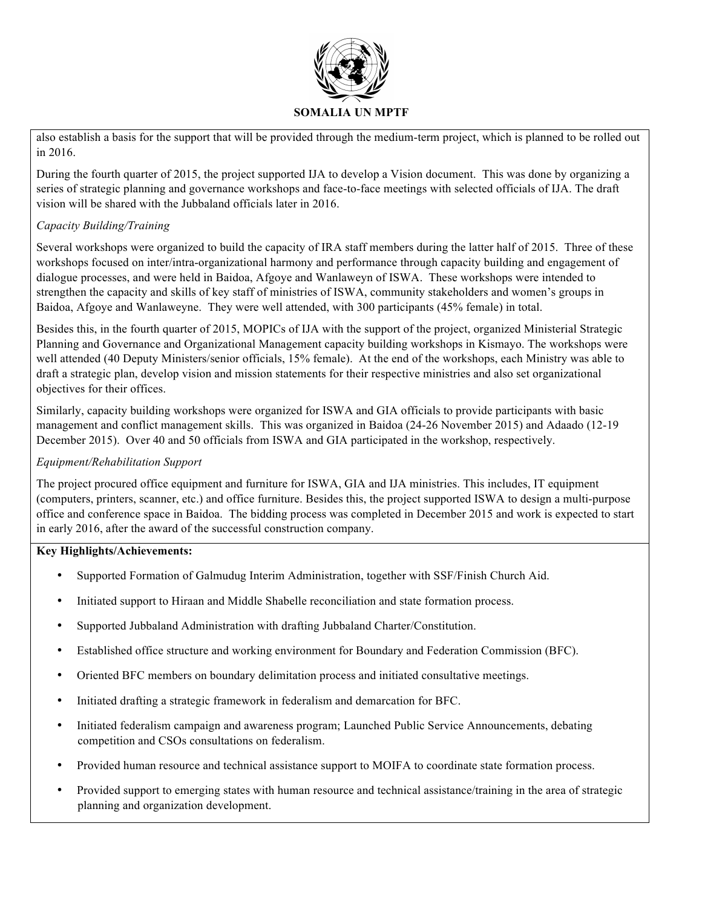also establish a basis for the support that will be provided through the medium-term project, which is planned to be rolled out in 2016.

During the fourth quarter of 2015, the project supported IJA to develop a Vision document. This was done by organizing a series of strategic planning and governance workshops and face-to-face meetings with selected officials of IJA. The draft vision will be shared with the Jubbaland officials later in 2016.

*Capacity Building/Training*

Several workshops were organized to build the capacity of IRA staff members during the latter half of 2015. Three of these workshops focused on inter/intra-organizational harmony and performance through capacity building and engagement of dialogue processes, and were held in Baidoa, Afgoye and Wanlaweyn of ISWA. These workshops were intended to strengthen the capacity and skills of key staff of ministries of ISWA, community stakeholders and women's groups in Baidoa, Afgoye and Wanlaweyne. They were well attended, with 300 participants (45% female) in total.

Besides this, in the fourth quarter of 2015, MOPICs of IJA with the support of the project, organized Ministerial Strategic Planning and Governance and Organizational Management capacity building workshops in Kismayo. The workshops were well attended (40 Deputy Ministers/senior officials, 15% female). At the end of the workshops, each Ministry was able to draft a strategic plan, develop vision and mission statements for their respective ministries and also set organizational objectives for their offices.

Similarly, capacity building workshops were organized for ISWA and GIA officials to provide participants with basic management and conflict management skills. This was organized in Baidoa (24-26 November 2015) and Adaado (12-19 December 2015). Over 40 and 50 officials from ISWA and GIA participated in the workshop, respectively.

*Equipment/Rehabilitation Support*

The project procured office equipment and furniture for ISWA, GIA and IJA ministries. This includes, IT equipment (computers, printers, scanner, etc.) and office furniture. Besides this, the project supported ISWA to design a multi-purpose office and conference space in Baidoa. The bidding process was completed in December 2015 and work is expected to start in early 2016, after the award of the successful construction company.

**Key Highlights/Achievements:**

- Supported Formation of Galmudug Interim Administration, together with SSF/Finish Church Aid.
- Initiated support to Hiraan and Middle Shabelle reconciliation and state formation process.
- Supported Jubbaland Administration with drafting Jubbaland Charter/Constitution.
- Established office structure and working environment for Boundary and Federation Commission (BFC).
- Oriented BFC members on boundary delimitation process and initiated consultative meetings.
- Initiated drafting a strategic framework in federalism and demarcation for BFC.
- Initiated federalism campaign and awareness program; Launched Public Service Announcements, debating competition and CSOs consultations on federalism.
- Provided human resource and technical assistance support to MOIFA to coordinate state formation process.
- Provided support to emerging states with human resource and technical assistance/training in the area of strategic planning and organization development.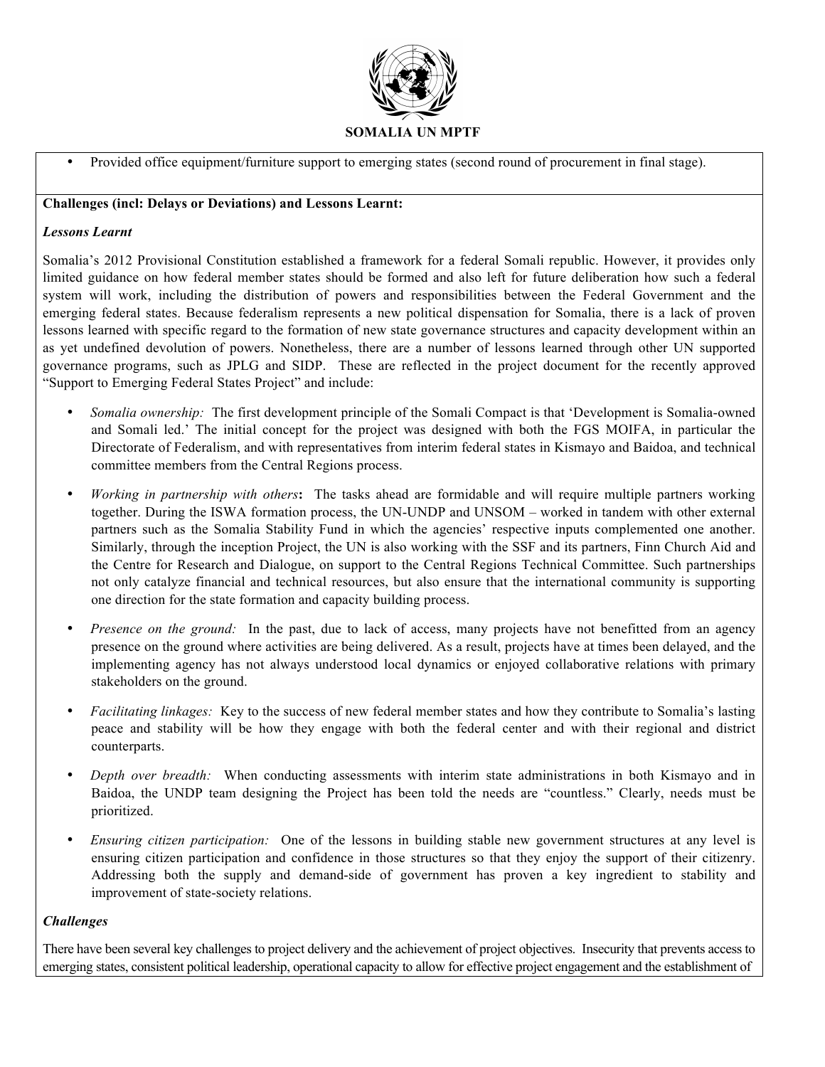- Provided office equipment/furniture support to emerging states (second round of procurement in final stage).

**Challenges (incl: Delays or Deviations) and Lessons Learnt:**

***Lessons Learnt***

Somalia's 2012 Provisional Constitution established a framework for a federal Somali republic. However, it provides only limited guidance on how federal member states should be formed and also left for future deliberation how such a federal system will work, including the distribution of powers and responsibilities between the Federal Government and the emerging federal states. Because federalism represents a new political dispensation for Somalia, there is a lack of proven lessons learned with specific regard to the formation of new state governance structures and capacity development within an as yet undefined devolution of powers. Nonetheless, there are a number of lessons learned through other UN supported governance programs, such as JPLG and SIDP. These are reflected in the project document for the recently approved "Support to Emerging Federal States Project" and include:

- *Somalia ownership:* The first development principle of the Somali Compact is that 'Development is Somalia-owned and Somali led.' The initial concept for the project was designed with both the FGS MOIFA, in particular the Directorate of Federalism, and with representatives from interim federal states in Kismayo and Baidoa, and technical committee members from the Central Regions process.
- *Working in partnership with others*: The tasks ahead are formidable and will require multiple partners working together. During the ISWA formation process, the UN-UNDP and UNSOM – worked in tandem with other external partners such as the Somalia Stability Fund in which the agencies' respective inputs complemented one another. Similarly, through the inception Project, the UN is also working with the SSF and its partners, Finn Church Aid and the Centre for Research and Dialogue, on support to the Central Regions Technical Committee. Such partnerships not only catalyze financial and technical resources, but also ensure that the international community is supporting one direction for the state formation and capacity building process.
- *Presence on the ground:* In the past, due to lack of access, many projects have not benefitted from an agency presence on the ground where activities are being delivered. As a result, projects have at times been delayed, and the implementing agency has not always understood local dynamics or enjoyed collaborative relations with primary stakeholders on the ground.
- *Facilitating linkages:* Key to the success of new federal member states and how they contribute to Somalia's lasting peace and stability will be how they engage with both the federal center and with their regional and district counterparts.
- *Depth over breadth:* When conducting assessments with interim state administrations in both Kismayo and in Baidoa, the UNDP team designing the Project has been told the needs are "countless." Clearly, needs must be prioritized.
- *Ensuring citizen participation:* One of the lessons in building stable new government structures at any level is ensuring citizen participation and confidence in those structures so that they enjoy the support of their citizenry. Addressing both the supply and demand-side of government has proven a key ingredient to stability and improvement of state-society relations.

***Challenges***

There have been several key challenges to project delivery and the achievement of project objectives. Insecurity that prevents access to emerging states, consistent political leadership, operational capacity to allow for effective project engagement and the establishment of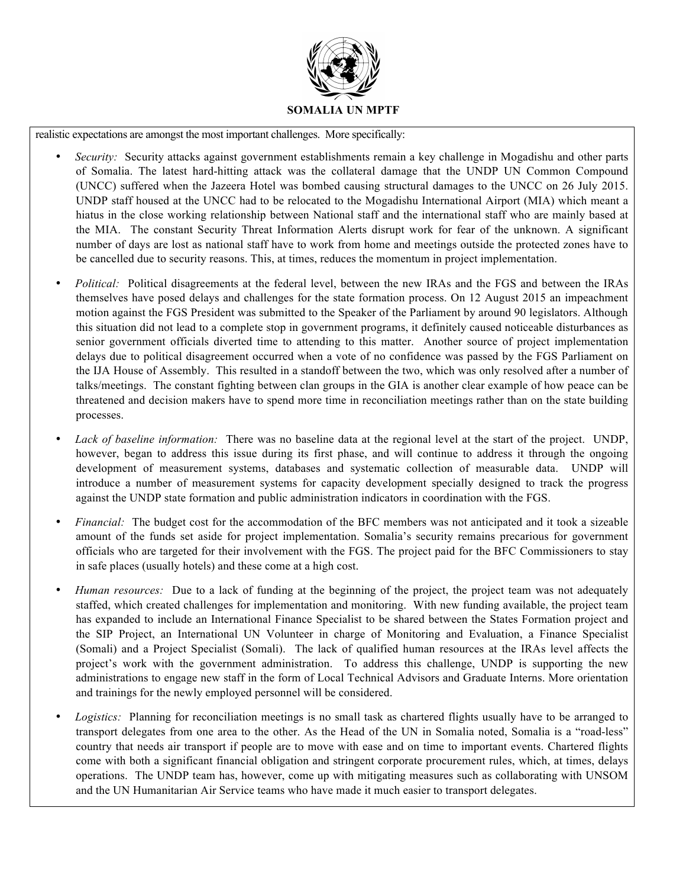realistic expectations are amongst the most important challenges. More specifically:

- *Security:* Security attacks against government establishments remain a key challenge in Mogadishu and other parts of Somalia. The latest hard-hitting attack was the collateral damage that the UNDP UN Common Compound (UNCC) suffered when the Jazeera Hotel was bombed causing structural damages to the UNCC on 26 July 2015. UNDP staff housed at the UNCC had to be relocated to the Mogadishu International Airport (MIA) which meant a hiatus in the close working relationship between National staff and the international staff who are mainly based at the MIA. The constant Security Threat Information Alerts disrupt work for fear of the unknown. A significant number of days are lost as national staff have to work from home and meetings outside the protected zones have to be cancelled due to security reasons. This, at times, reduces the momentum in project implementation.

- *Political:* Political disagreements at the federal level, between the new IRAs and the FGS and between the IRAs themselves have posed delays and challenges for the state formation process. On 12 August 2015 an impeachment motion against the FGS President was submitted to the Speaker of the Parliament by around 90 legislators. Although this situation did not lead to a complete stop in government programs, it definitely caused noticeable disturbances as senior government officials diverted time to attending to this matter. Another source of project implementation delays due to political disagreement occurred when a vote of no confidence was passed by the FGS Parliament on the IJA House of Assembly. This resulted in a standoff between the two, which was only resolved after a number of talks/meetings. The constant fighting between clan groups in the GIA is another clear example of how peace can be threatened and decision makers have to spend more time in reconciliation meetings rather than on the state building processes.

- *Lack of baseline information:* There was no baseline data at the regional level at the start of the project. UNDP, however, began to address this issue during its first phase, and will continue to address it through the ongoing development of measurement systems, databases and systematic collection of measurable data. UNDP will introduce a number of measurement systems for capacity development specially designed to track the progress against the UNDP state formation and public administration indicators in coordination with the FGS.

- *Financial:* The budget cost for the accommodation of the BFC members was not anticipated and it took a sizeable amount of the funds set aside for project implementation. Somalia's security remains precarious for government officials who are targeted for their involvement with the FGS. The project paid for the BFC Commissioners to stay in safe places (usually hotels) and these come at a high cost.

- *Human resources:* Due to a lack of funding at the beginning of the project, the project team was not adequately staffed, which created challenges for implementation and monitoring. With new funding available, the project team has expanded to include an International Finance Specialist to be shared between the States Formation project and the SIP Project, an International UN Volunteer in charge of Monitoring and Evaluation, a Finance Specialist (Somali) and a Project Specialist (Somali). The lack of qualified human resources at the IRAs level affects the project's work with the government administration. To address this challenge, UNDP is supporting the new administrations to engage new staff in the form of Local Technical Advisors and Graduate Interns. More orientation and trainings for the newly employed personnel will be considered.

- *Logistics:* Planning for reconciliation meetings is no small task as chartered flights usually have to be arranged to transport delegates from one area to the other. As the Head of the UN in Somalia noted, Somalia is a "road-less" country that needs air transport if people are to move with ease and on time to important events. Chartered flights come with both a significant financial obligation and stringent corporate procurement rules, which, at times, delays operations. The UNDP team has, however, come up with mitigating measures such as collaborating with UNSOM and the UN Humanitarian Air Service teams who have made it much easier to transport delegates.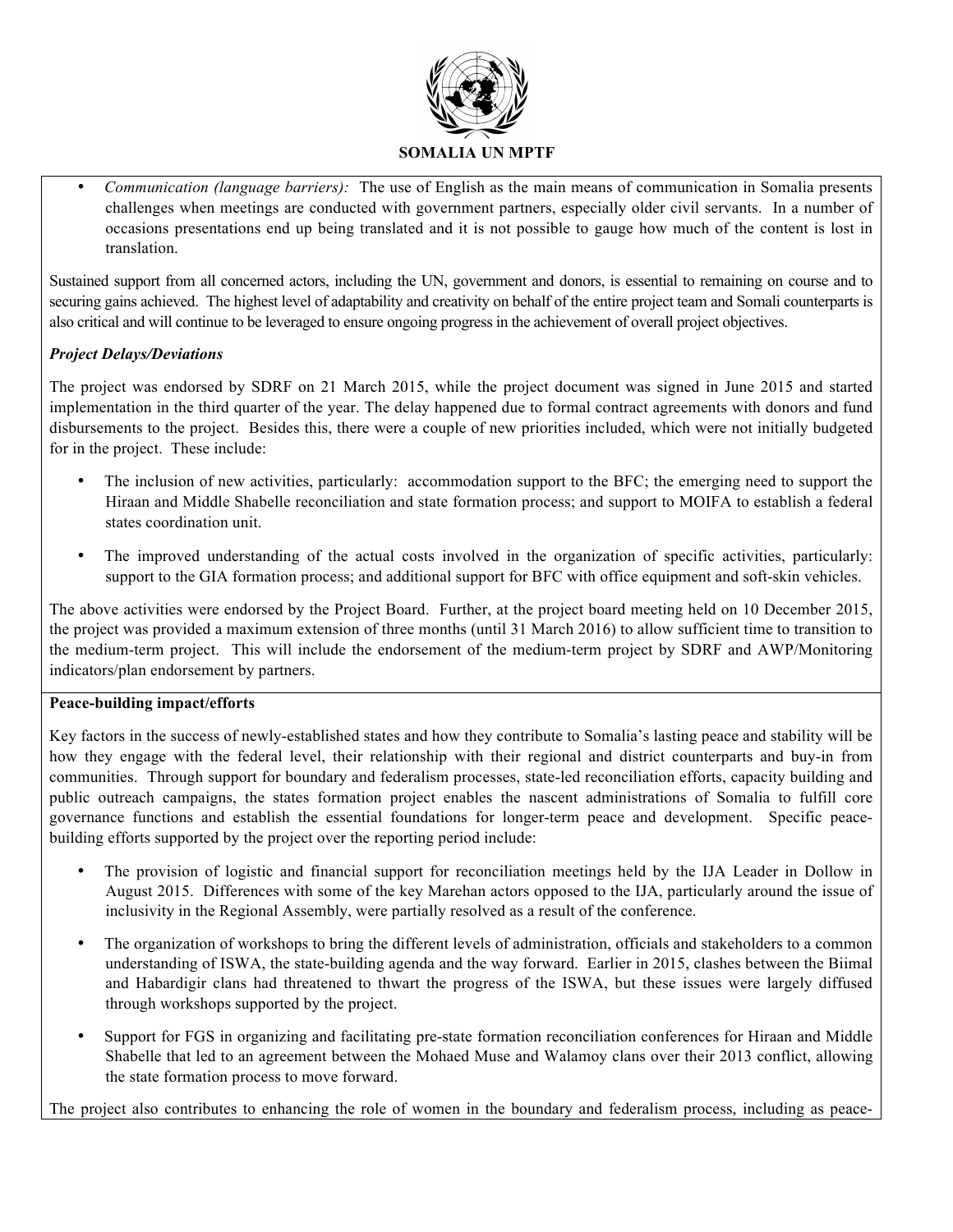- *Communication (language barriers):* The use of English as the main means of communication in Somalia presents challenges when meetings are conducted with government partners, especially older civil servants. In a number of occasions presentations end up being translated and it is not possible to gauge how much of the content is lost in translation.

Sustained support from all concerned actors, including the UN, government and donors, is essential to remaining on course and to securing gains achieved. The highest level of adaptability and creativity on behalf of the entire project team and Somali counterparts is also critical and will continue to be leveraged to ensure ongoing progress in the achievement of overall project objectives.

***Project Delays/Deviations***

The project was endorsed by SDRF on 21 March 2015, while the project document was signed in June 2015 and started implementation in the third quarter of the year. The delay happened due to formal contract agreements with donors and fund disbursements to the project. Besides this, there were a couple of new priorities included, which were not initially budgeted for in the project. These include:

- The inclusion of new activities, particularly: accommodation support to the BFC; the emerging need to support the Hiraan and Middle Shabelle reconciliation and state formation process; and support to MOIFA to establish a federal states coordination unit.
- The improved understanding of the actual costs involved in the organization of specific activities, particularly: support to the GIA formation process; and additional support for BFC with office equipment and soft-skin vehicles.

The above activities were endorsed by the Project Board. Further, at the project board meeting held on 10 December 2015, the project was provided a maximum extension of three months (until 31 March 2016) to allow sufficient time to transition to the medium-term project. This will include the endorsement of the medium-term project by SDRF and AWP/Monitoring indicators/plan endorsement by partners.

**Peace-building impact/efforts**

Key factors in the success of newly-established states and how they contribute to Somalia's lasting peace and stability will be how they engage with the federal level, their relationship with their regional and district counterparts and buy-in from communities. Through support for boundary and federalism processes, state-led reconciliation efforts, capacity building and public outreach campaigns, the states formation project enables the nascent administrations of Somalia to fulfill core governance functions and establish the essential foundations for longer-term peace and development. Specific peace-building efforts supported by the project over the reporting period include:

- The provision of logistic and financial support for reconciliation meetings held by the IJA Leader in Dollow in August 2015. Differences with some of the key Marehan actors opposed to the IJA, particularly around the issue of inclusivity in the Regional Assembly, were partially resolved as a result of the conference.
- The organization of workshops to bring the different levels of administration, officials and stakeholders to a common understanding of ISWA, the state-building agenda and the way forward. Earlier in 2015, clashes between the Biimal and Habardigir clans had threatened to thwart the progress of the ISWA, but these issues were largely diffused through workshops supported by the project.
- Support for FGS in organizing and facilitating pre-state formation reconciliation conferences for Hiraan and Middle Shabelle that led to an agreement between the Mohaed Muse and Walamoy clans over their 2013 conflict, allowing the state formation process to move forward.

The project also contributes to enhancing the role of women in the boundary and federalism process, including as peace-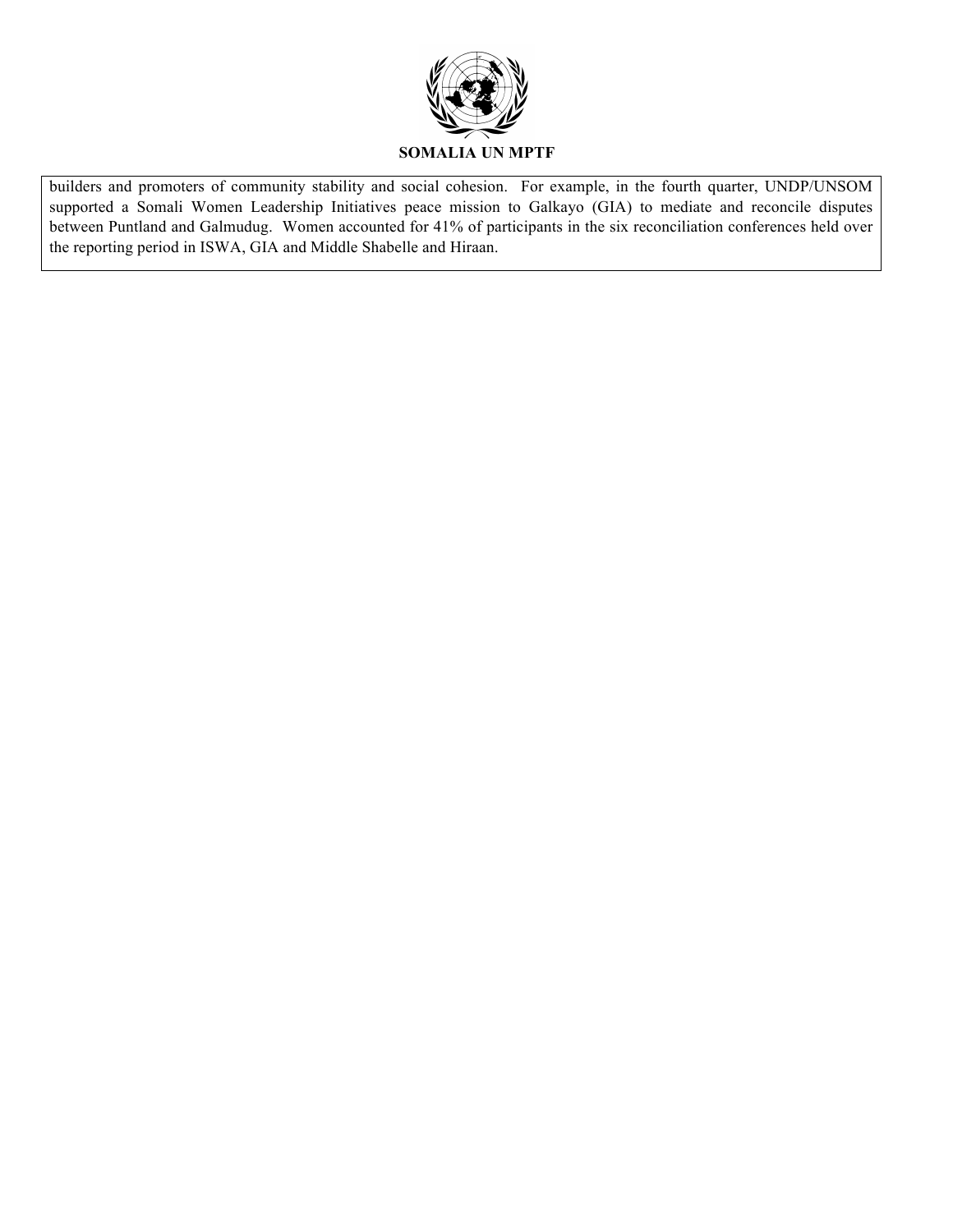builders and promoters of community stability and social cohesion. For example, in the fourth quarter, UNDP/UNSOM supported a Somali Women Leadership Initiatives peace mission to Galkayo (GIA) to mediate and reconcile disputes between Puntland and Galmudug. Women accounted for 41% of participants in the six reconciliation conferences held over the reporting period in ISWA, GIA and Middle Shabelle and Hiraan.